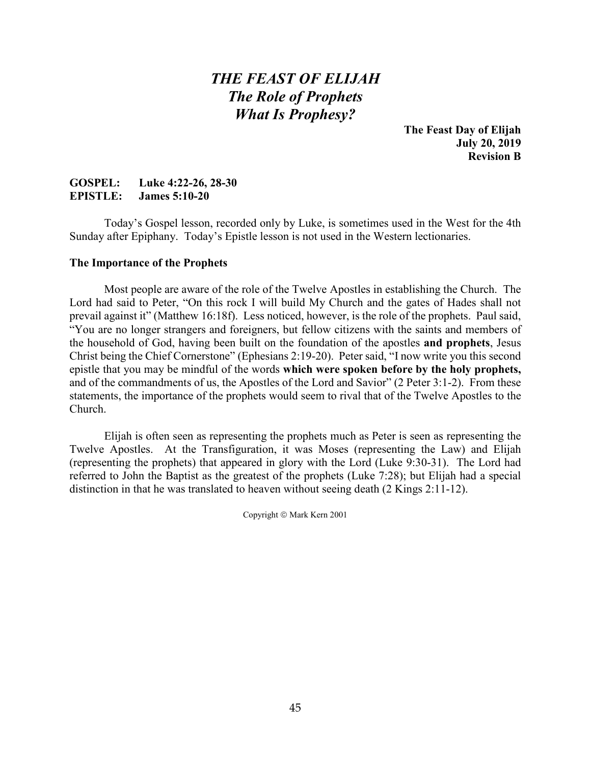# *THE FEAST OF ELIJAH*
## *The Role of Prophets*
## *What Is Prophesy?*

**The Feast Day of Elijah**
**July 20, 2019**
**Revision B**

**GOSPEL: Luke 4:22-26, 28-30**
**EPISTLE: James 5:10-20**

Today's Gospel lesson, recorded only by Luke, is sometimes used in the West for the 4th Sunday after Epiphany. Today's Epistle lesson is not used in the Western lectionaries.

### The Importance of the Prophets

Most people are aware of the role of the Twelve Apostles in establishing the Church. The Lord had said to Peter, "On this rock I will build My Church and the gates of Hades shall not prevail against it" (Matthew 16:18f). Less noticed, however, is the role of the prophets. Paul said, "You are no longer strangers and foreigners, but fellow citizens with the saints and members of the household of God, having been built on the foundation of the apostles **and prophets**, Jesus Christ being the Chief Cornerstone" (Ephesians 2:19-20). Peter said, "I now write you this second epistle that you may be mindful of the words **which were spoken before by the holy prophets,** and of the commandments of us, the Apostles of the Lord and Savior" (2 Peter 3:1-2). From these statements, the importance of the prophets would seem to rival that of the Twelve Apostles to the Church.

Elijah is often seen as representing the prophets much as Peter is seen as representing the Twelve Apostles. At the Transfiguration, it was Moses (representing the Law) and Elijah (representing the prophets) that appeared in glory with the Lord (Luke 9:30-31). The Lord had referred to John the Baptist as the greatest of the prophets (Luke 7:28); but Elijah had a special distinction in that he was translated to heaven without seeing death (2 Kings 2:11-12).

Copyright © Mark Kern 2001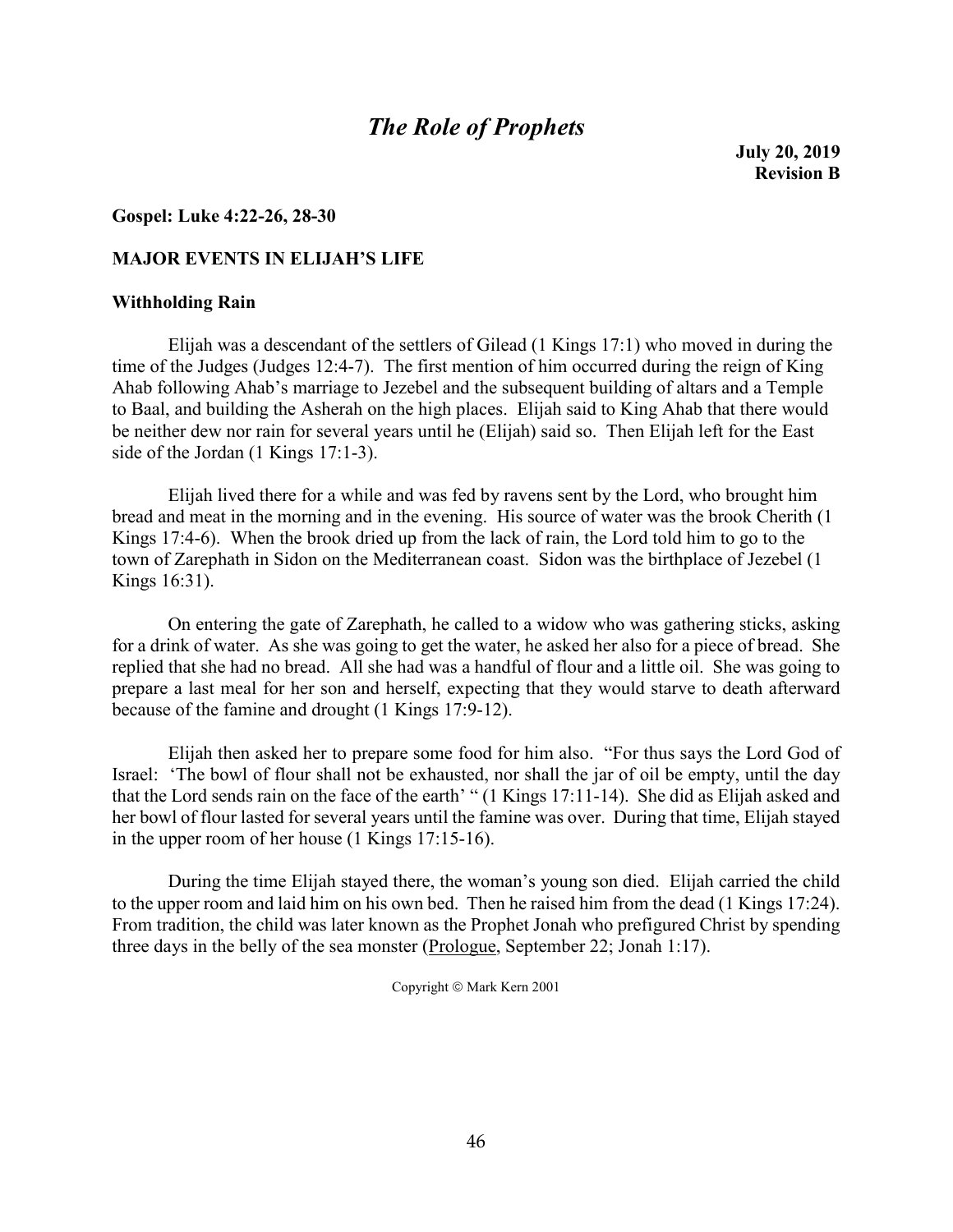# *The Role of Prophets*

**July 20, 2019**
**Revision B**

**Gospel: Luke 4:22-26, 28-30**

## MAJOR EVENTS IN ELIJAH'S LIFE

### Withholding Rain

Elijah was a descendant of the settlers of Gilead (1 Kings 17:1) who moved in during the time of the Judges (Judges 12:4-7). The first mention of him occurred during the reign of King Ahab following Ahab's marriage to Jezebel and the subsequent building of altars and a Temple to Baal, and building the Asherah on the high places. Elijah said to King Ahab that there would be neither dew nor rain for several years until he (Elijah) said so. Then Elijah left for the East side of the Jordan (1 Kings 17:1-3).

Elijah lived there for a while and was fed by ravens sent by the Lord, who brought him bread and meat in the morning and in the evening. His source of water was the brook Cherith (1 Kings 17:4-6). When the brook dried up from the lack of rain, the Lord told him to go to the town of Zarephath in Sidon on the Mediterranean coast. Sidon was the birthplace of Jezebel (1 Kings 16:31).

On entering the gate of Zarephath, he called to a widow who was gathering sticks, asking for a drink of water. As she was going to get the water, he asked her also for a piece of bread. She replied that she had no bread. All she had was a handful of flour and a little oil. She was going to prepare a last meal for her son and herself, expecting that they would starve to death afterward because of the famine and drought (1 Kings 17:9-12).

Elijah then asked her to prepare some food for him also. "For thus says the Lord God of Israel: 'The bowl of flour shall not be exhausted, nor shall the jar of oil be empty, until the day that the Lord sends rain on the face of the earth' " (1 Kings 17:11-14). She did as Elijah asked and her bowl of flour lasted for several years until the famine was over. During that time, Elijah stayed in the upper room of her house (1 Kings 17:15-16).

During the time Elijah stayed there, the woman's young son died. Elijah carried the child to the upper room and laid him on his own bed. Then he raised him from the dead (1 Kings 17:24). From tradition, the child was later known as the Prophet Jonah who prefigured Christ by spending three days in the belly of the sea monster (Prologue, September 22; Jonah 1:17).

Copyright © Mark Kern 2001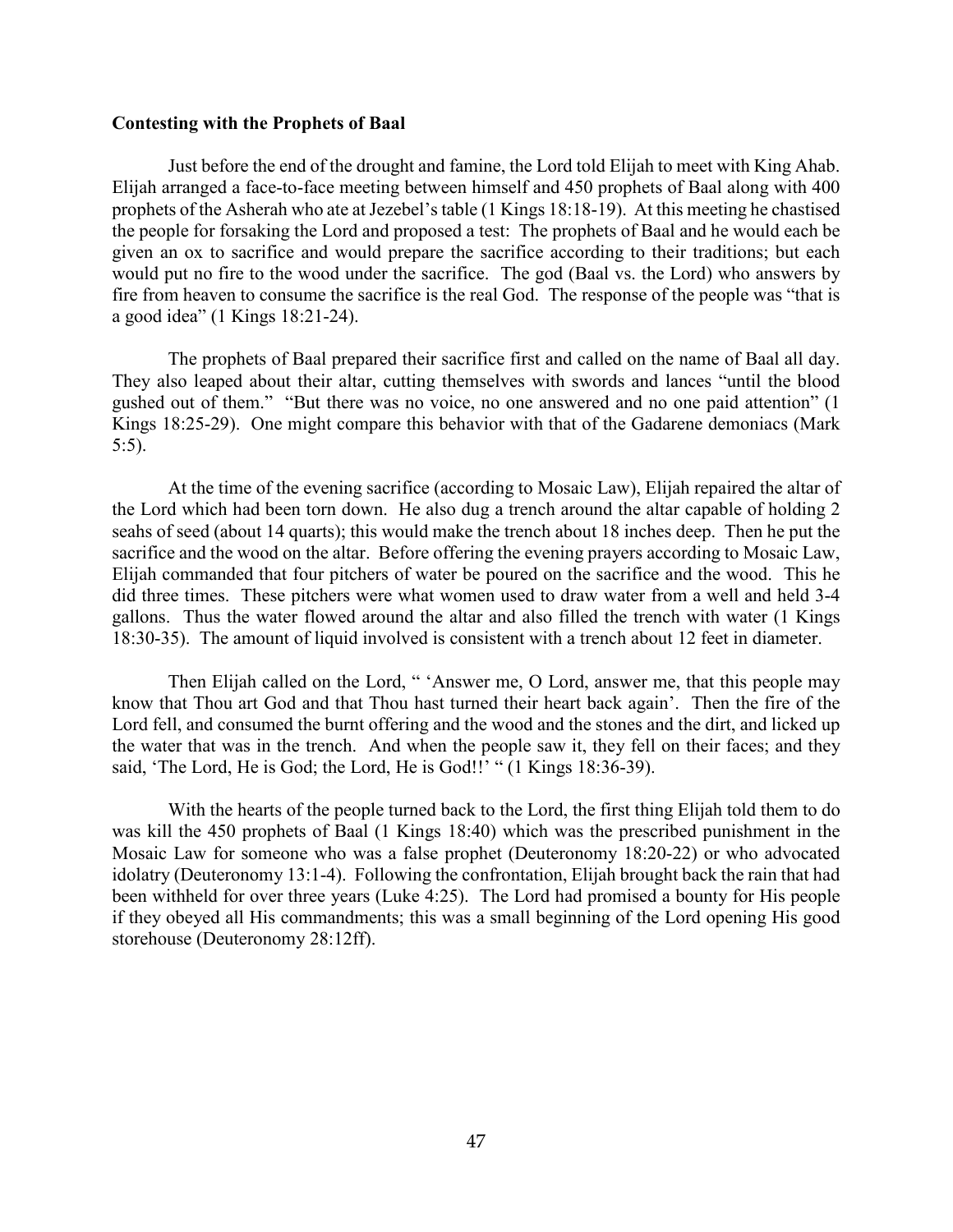**Contesting with the Prophets of Baal**

Just before the end of the drought and famine, the Lord told Elijah to meet with King Ahab. Elijah arranged a face-to-face meeting between himself and 450 prophets of Baal along with 400 prophets of the Asherah who ate at Jezebel's table (1 Kings 18:18-19). At this meeting he chastised the people for forsaking the Lord and proposed a test: The prophets of Baal and he would each be given an ox to sacrifice and would prepare the sacrifice according to their traditions; but each would put no fire to the wood under the sacrifice. The god (Baal vs. the Lord) who answers by fire from heaven to consume the sacrifice is the real God. The response of the people was "that is a good idea" (1 Kings 18:21-24).

The prophets of Baal prepared their sacrifice first and called on the name of Baal all day. They also leaped about their altar, cutting themselves with swords and lances "until the blood gushed out of them." "But there was no voice, no one answered and no one paid attention" (1 Kings 18:25-29). One might compare this behavior with that of the Gadarene demoniacs (Mark 5:5).

At the time of the evening sacrifice (according to Mosaic Law), Elijah repaired the altar of the Lord which had been torn down. He also dug a trench around the altar capable of holding 2 seahs of seed (about 14 quarts); this would make the trench about 18 inches deep. Then he put the sacrifice and the wood on the altar. Before offering the evening prayers according to Mosaic Law, Elijah commanded that four pitchers of water be poured on the sacrifice and the wood. This he did three times. These pitchers were what women used to draw water from a well and held 3-4 gallons. Thus the water flowed around the altar and also filled the trench with water (1 Kings 18:30-35). The amount of liquid involved is consistent with a trench about 12 feet in diameter.

Then Elijah called on the Lord, " 'Answer me, O Lord, answer me, that this people may know that Thou art God and that Thou hast turned their heart back again'. Then the fire of the Lord fell, and consumed the burnt offering and the wood and the stones and the dirt, and licked up the water that was in the trench. And when the people saw it, they fell on their faces; and they said, 'The Lord, He is God; the Lord, He is God!!' " (1 Kings 18:36-39).

With the hearts of the people turned back to the Lord, the first thing Elijah told them to do was kill the 450 prophets of Baal (1 Kings 18:40) which was the prescribed punishment in the Mosaic Law for someone who was a false prophet (Deuteronomy 18:20-22) or who advocated idolatry (Deuteronomy 13:1-4). Following the confrontation, Elijah brought back the rain that had been withheld for over three years (Luke 4:25). The Lord had promised a bounty for His people if they obeyed all His commandments; this was a small beginning of the Lord opening His good storehouse (Deuteronomy 28:12ff).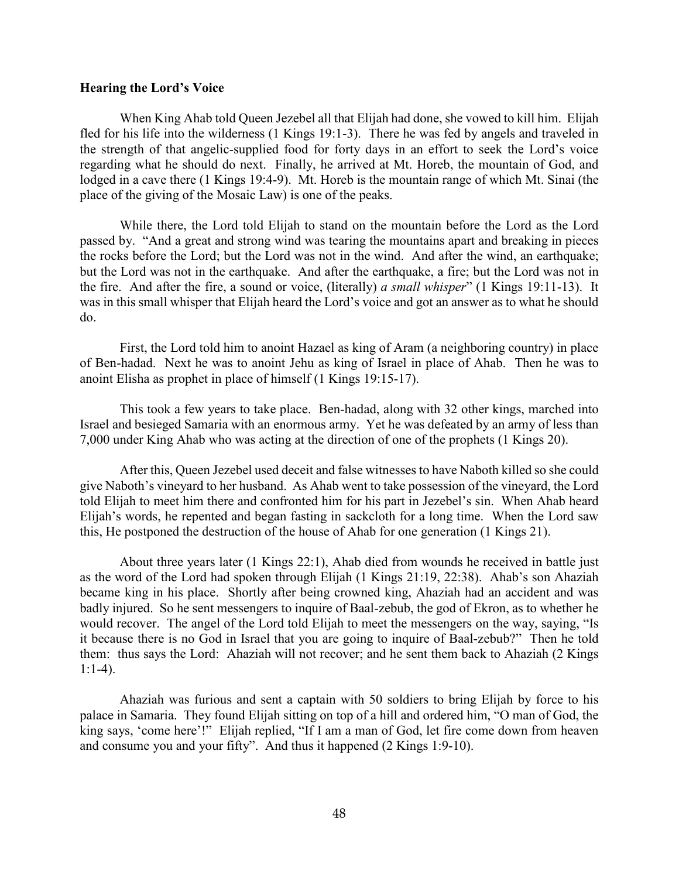**Hearing the Lord's Voice**

When King Ahab told Queen Jezebel all that Elijah had done, she vowed to kill him. Elijah fled for his life into the wilderness (1 Kings 19:1-3). There he was fed by angels and traveled in the strength of that angelic-supplied food for forty days in an effort to seek the Lord's voice regarding what he should do next. Finally, he arrived at Mt. Horeb, the mountain of God, and lodged in a cave there (1 Kings 19:4-9). Mt. Horeb is the mountain range of which Mt. Sinai (the place of the giving of the Mosaic Law) is one of the peaks.

While there, the Lord told Elijah to stand on the mountain before the Lord as the Lord passed by. "And a great and strong wind was tearing the mountains apart and breaking in pieces the rocks before the Lord; but the Lord was not in the wind. And after the wind, an earthquake; but the Lord was not in the earthquake. And after the earthquake, a fire; but the Lord was not in the fire. And after the fire, a sound or voice, (literally) *a small whisper*" (1 Kings 19:11-13). It was in this small whisper that Elijah heard the Lord's voice and got an answer as to what he should do.

First, the Lord told him to anoint Hazael as king of Aram (a neighboring country) in place of Ben-hadad. Next he was to anoint Jehu as king of Israel in place of Ahab. Then he was to anoint Elisha as prophet in place of himself (1 Kings 19:15-17).

This took a few years to take place. Ben-hadad, along with 32 other kings, marched into Israel and besieged Samaria with an enormous army. Yet he was defeated by an army of less than 7,000 under King Ahab who was acting at the direction of one of the prophets (1 Kings 20).

After this, Queen Jezebel used deceit and false witnesses to have Naboth killed so she could give Naboth's vineyard to her husband. As Ahab went to take possession of the vineyard, the Lord told Elijah to meet him there and confronted him for his part in Jezebel's sin. When Ahab heard Elijah's words, he repented and began fasting in sackcloth for a long time. When the Lord saw this, He postponed the destruction of the house of Ahab for one generation (1 Kings 21).

About three years later (1 Kings 22:1), Ahab died from wounds he received in battle just as the word of the Lord had spoken through Elijah (1 Kings 21:19, 22:38). Ahab's son Ahaziah became king in his place. Shortly after being crowned king, Ahaziah had an accident and was badly injured. So he sent messengers to inquire of Baal-zebub, the god of Ekron, as to whether he would recover. The angel of the Lord told Elijah to meet the messengers on the way, saying, "Is it because there is no God in Israel that you are going to inquire of Baal-zebub?" Then he told them: thus says the Lord: Ahaziah will not recover; and he sent them back to Ahaziah (2 Kings 1:1-4).

Ahaziah was furious and sent a captain with 50 soldiers to bring Elijah by force to his palace in Samaria. They found Elijah sitting on top of a hill and ordered him, "O man of God, the king says, 'come here'!" Elijah replied, "If I am a man of God, let fire come down from heaven and consume you and your fifty". And thus it happened (2 Kings 1:9-10).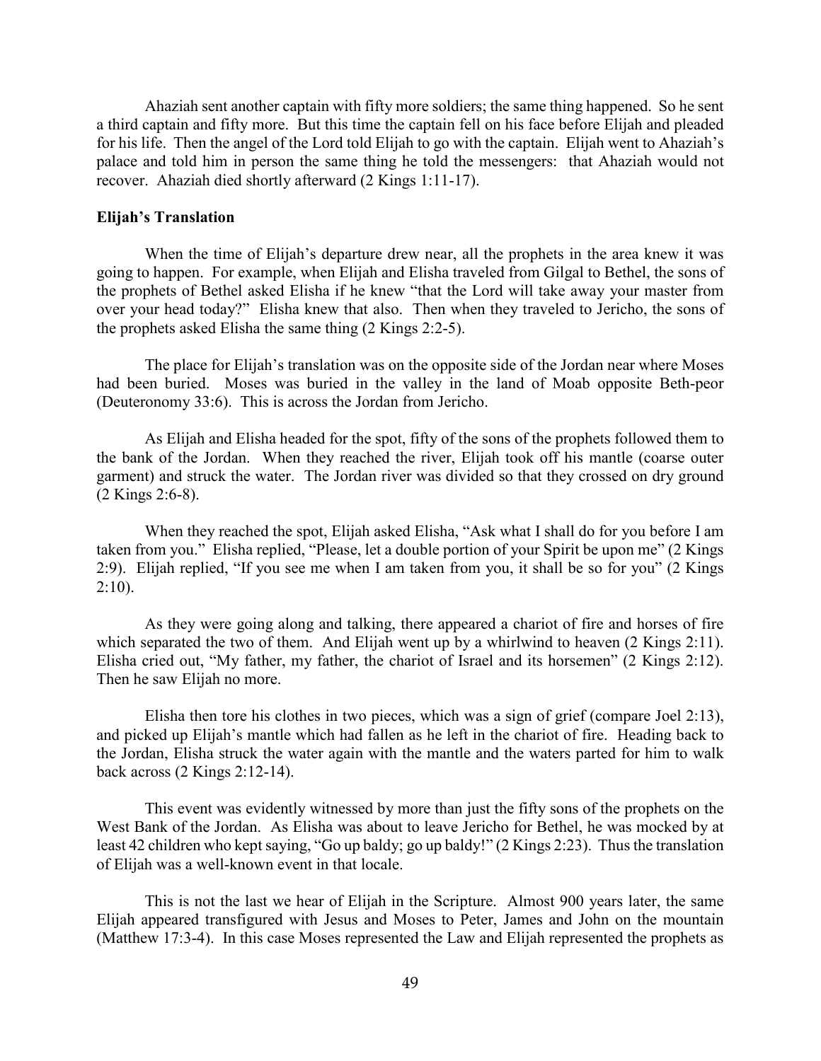Ahaziah sent another captain with fifty more soldiers; the same thing happened. So he sent a third captain and fifty more. But this time the captain fell on his face before Elijah and pleaded for his life. Then the angel of the Lord told Elijah to go with the captain. Elijah went to Ahaziah's palace and told him in person the same thing he told the messengers: that Ahaziah would not recover. Ahaziah died shortly afterward (2 Kings 1:11-17).

**Elijah's Translation**

When the time of Elijah's departure drew near, all the prophets in the area knew it was going to happen. For example, when Elijah and Elisha traveled from Gilgal to Bethel, the sons of the prophets of Bethel asked Elisha if he knew "that the Lord will take away your master from over your head today?" Elisha knew that also. Then when they traveled to Jericho, the sons of the prophets asked Elisha the same thing (2 Kings 2:2-5).

The place for Elijah's translation was on the opposite side of the Jordan near where Moses had been buried. Moses was buried in the valley in the land of Moab opposite Beth-peor (Deuteronomy 33:6). This is across the Jordan from Jericho.

As Elijah and Elisha headed for the spot, fifty of the sons of the prophets followed them to the bank of the Jordan. When they reached the river, Elijah took off his mantle (coarse outer garment) and struck the water. The Jordan river was divided so that they crossed on dry ground (2 Kings 2:6-8).

When they reached the spot, Elijah asked Elisha, "Ask what I shall do for you before I am taken from you." Elisha replied, "Please, let a double portion of your Spirit be upon me" (2 Kings 2:9). Elijah replied, "If you see me when I am taken from you, it shall be so for you" (2 Kings 2:10).

As they were going along and talking, there appeared a chariot of fire and horses of fire which separated the two of them. And Elijah went up by a whirlwind to heaven (2 Kings 2:11). Elisha cried out, "My father, my father, the chariot of Israel and its horsemen" (2 Kings 2:12). Then he saw Elijah no more.

Elisha then tore his clothes in two pieces, which was a sign of grief (compare Joel 2:13), and picked up Elijah's mantle which had fallen as he left in the chariot of fire. Heading back to the Jordan, Elisha struck the water again with the mantle and the waters parted for him to walk back across (2 Kings 2:12-14).

This event was evidently witnessed by more than just the fifty sons of the prophets on the West Bank of the Jordan. As Elisha was about to leave Jericho for Bethel, he was mocked by at least 42 children who kept saying, "Go up baldy; go up baldy!" (2 Kings 2:23). Thus the translation of Elijah was a well-known event in that locale.

This is not the last we hear of Elijah in the Scripture. Almost 900 years later, the same Elijah appeared transfigured with Jesus and Moses to Peter, James and John on the mountain (Matthew 17:3-4). In this case Moses represented the Law and Elijah represented the prophets as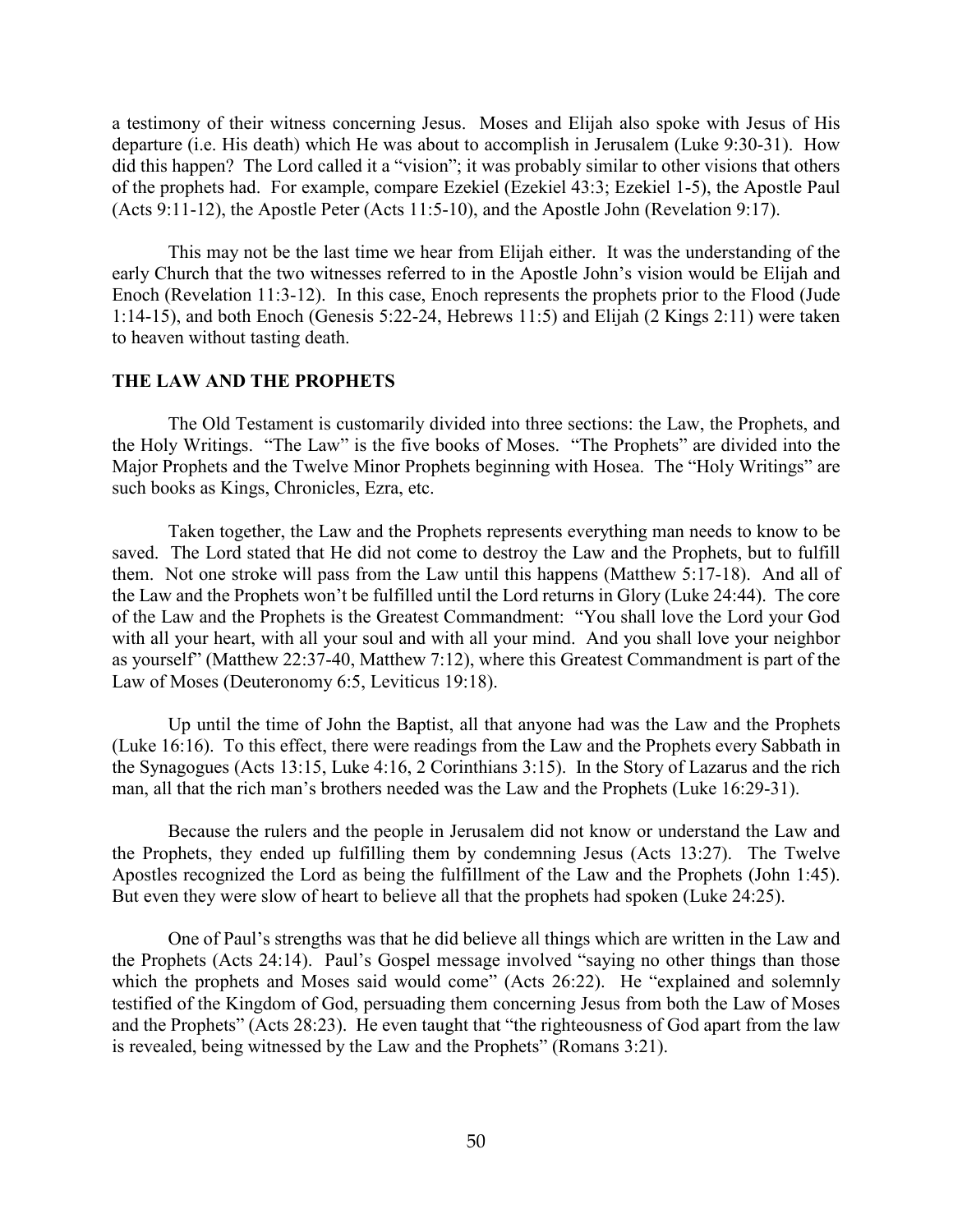a testimony of their witness concerning Jesus. Moses and Elijah also spoke with Jesus of His departure (i.e. His death) which He was about to accomplish in Jerusalem (Luke 9:30-31). How did this happen? The Lord called it a "vision"; it was probably similar to other visions that others of the prophets had. For example, compare Ezekiel (Ezekiel 43:3; Ezekiel 1-5), the Apostle Paul (Acts 9:11-12), the Apostle Peter (Acts 11:5-10), and the Apostle John (Revelation 9:17).

This may not be the last time we hear from Elijah either. It was the understanding of the early Church that the two witnesses referred to in the Apostle John's vision would be Elijah and Enoch (Revelation 11:3-12). In this case, Enoch represents the prophets prior to the Flood (Jude 1:14-15), and both Enoch (Genesis 5:22-24, Hebrews 11:5) and Elijah (2 Kings 2:11) were taken to heaven without tasting death.

**THE LAW AND THE PROPHETS**

The Old Testament is customarily divided into three sections: the Law, the Prophets, and the Holy Writings. "The Law" is the five books of Moses. "The Prophets" are divided into the Major Prophets and the Twelve Minor Prophets beginning with Hosea. The "Holy Writings" are such books as Kings, Chronicles, Ezra, etc.

Taken together, the Law and the Prophets represents everything man needs to know to be saved. The Lord stated that He did not come to destroy the Law and the Prophets, but to fulfill them. Not one stroke will pass from the Law until this happens (Matthew 5:17-18). And all of the Law and the Prophets won't be fulfilled until the Lord returns in Glory (Luke 24:44). The core of the Law and the Prophets is the Greatest Commandment: "You shall love the Lord your God with all your heart, with all your soul and with all your mind. And you shall love your neighbor as yourself" (Matthew 22:37-40, Matthew 7:12), where this Greatest Commandment is part of the Law of Moses (Deuteronomy 6:5, Leviticus 19:18).

Up until the time of John the Baptist, all that anyone had was the Law and the Prophets (Luke 16:16). To this effect, there were readings from the Law and the Prophets every Sabbath in the Synagogues (Acts 13:15, Luke 4:16, 2 Corinthians 3:15). In the Story of Lazarus and the rich man, all that the rich man's brothers needed was the Law and the Prophets (Luke 16:29-31).

Because the rulers and the people in Jerusalem did not know or understand the Law and the Prophets, they ended up fulfilling them by condemning Jesus (Acts 13:27). The Twelve Apostles recognized the Lord as being the fulfillment of the Law and the Prophets (John 1:45). But even they were slow of heart to believe all that the prophets had spoken (Luke 24:25).

One of Paul's strengths was that he did believe all things which are written in the Law and the Prophets (Acts 24:14). Paul's Gospel message involved "saying no other things than those which the prophets and Moses said would come" (Acts 26:22). He "explained and solemnly testified of the Kingdom of God, persuading them concerning Jesus from both the Law of Moses and the Prophets" (Acts 28:23). He even taught that "the righteousness of God apart from the law is revealed, being witnessed by the Law and the Prophets" (Romans 3:21).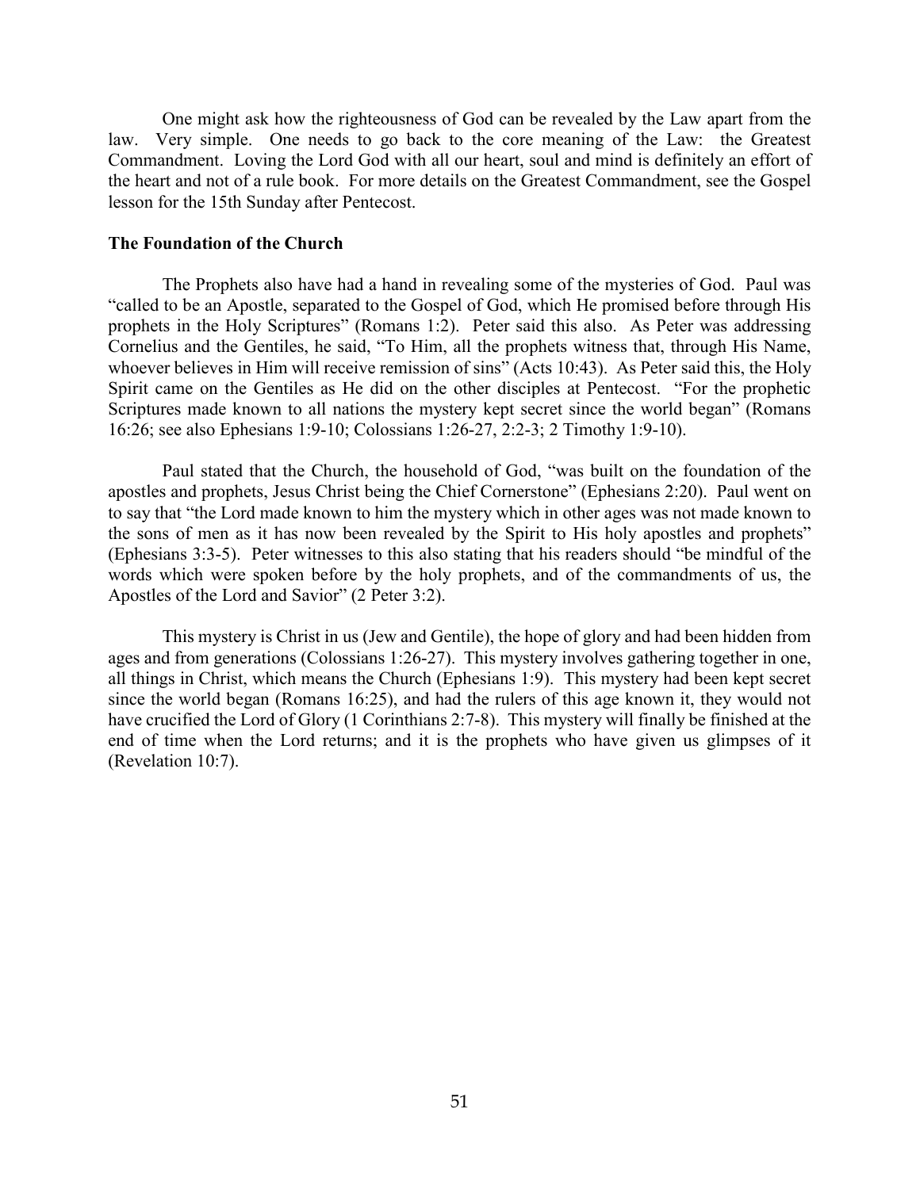One might ask how the righteousness of God can be revealed by the Law apart from the law. Very simple. One needs to go back to the core meaning of the Law: the Greatest Commandment. Loving the Lord God with all our heart, soul and mind is definitely an effort of the heart and not of a rule book. For more details on the Greatest Commandment, see the Gospel lesson for the 15th Sunday after Pentecost.

**The Foundation of the Church**

The Prophets also have had a hand in revealing some of the mysteries of God. Paul was "called to be an Apostle, separated to the Gospel of God, which He promised before through His prophets in the Holy Scriptures" (Romans 1:2). Peter said this also. As Peter was addressing Cornelius and the Gentiles, he said, "To Him, all the prophets witness that, through His Name, whoever believes in Him will receive remission of sins" (Acts 10:43). As Peter said this, the Holy Spirit came on the Gentiles as He did on the other disciples at Pentecost. "For the prophetic Scriptures made known to all nations the mystery kept secret since the world began" (Romans 16:26; see also Ephesians 1:9-10; Colossians 1:26-27, 2:2-3; 2 Timothy 1:9-10).

Paul stated that the Church, the household of God, "was built on the foundation of the apostles and prophets, Jesus Christ being the Chief Cornerstone" (Ephesians 2:20). Paul went on to say that "the Lord made known to him the mystery which in other ages was not made known to the sons of men as it has now been revealed by the Spirit to His holy apostles and prophets" (Ephesians 3:3-5). Peter witnesses to this also stating that his readers should "be mindful of the words which were spoken before by the holy prophets, and of the commandments of us, the Apostles of the Lord and Savior" (2 Peter 3:2).

This mystery is Christ in us (Jew and Gentile), the hope of glory and had been hidden from ages and from generations (Colossians 1:26-27). This mystery involves gathering together in one, all things in Christ, which means the Church (Ephesians 1:9). This mystery had been kept secret since the world began (Romans 16:25), and had the rulers of this age known it, they would not have crucified the Lord of Glory (1 Corinthians 2:7-8). This mystery will finally be finished at the end of time when the Lord returns; and it is the prophets who have given us glimpses of it (Revelation 10:7).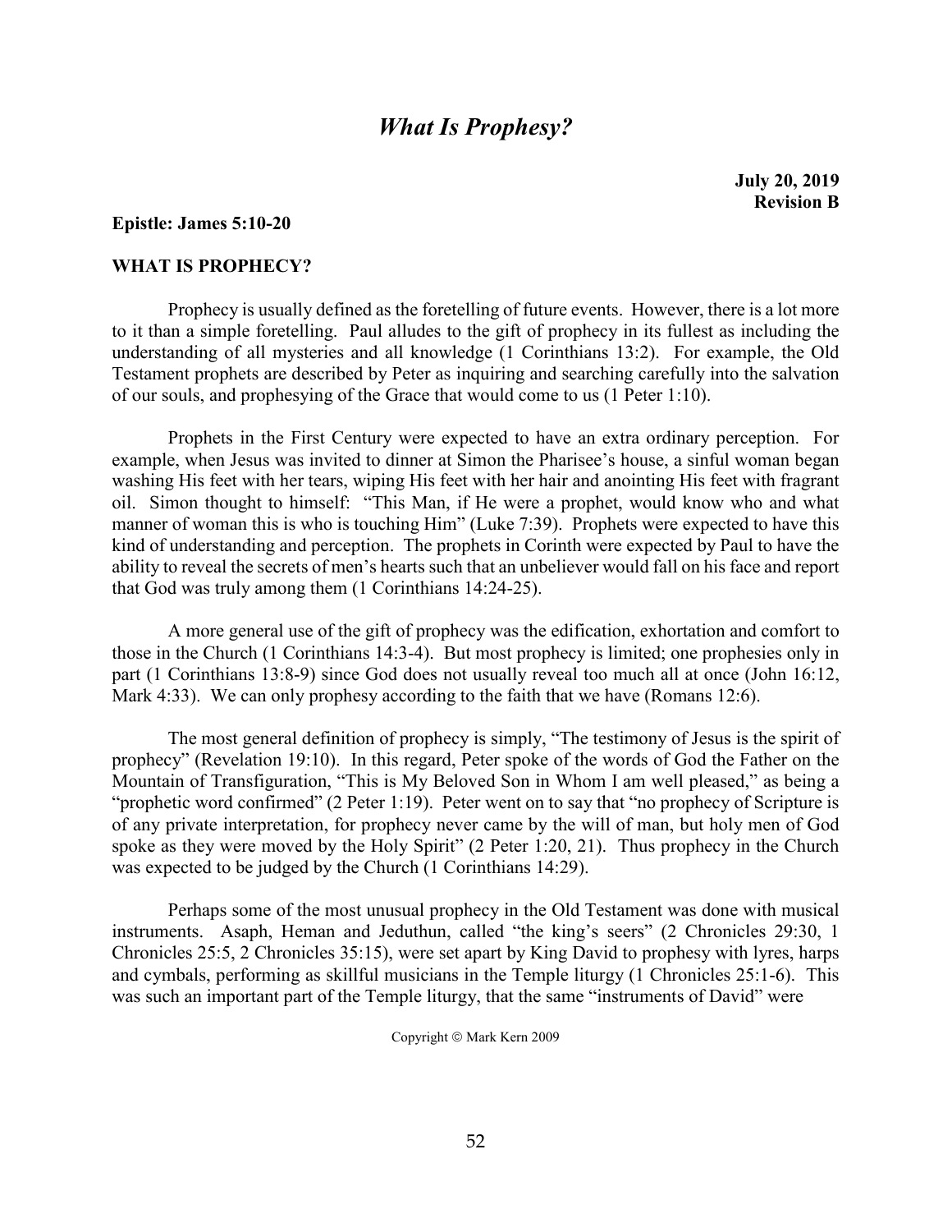# *What Is Prophesy?*

**July 20, 2019**
**Revision B**

**Epistle: James 5:10-20**

**WHAT IS PROPHECY?**

Prophecy is usually defined as the foretelling of future events. However, there is a lot more to it than a simple foretelling. Paul alludes to the gift of prophecy in its fullest as including the understanding of all mysteries and all knowledge (1 Corinthians 13:2). For example, the Old Testament prophets are described by Peter as inquiring and searching carefully into the salvation of our souls, and prophesying of the Grace that would come to us (1 Peter 1:10).

Prophets in the First Century were expected to have an extra ordinary perception. For example, when Jesus was invited to dinner at Simon the Pharisee's house, a sinful woman began washing His feet with her tears, wiping His feet with her hair and anointing His feet with fragrant oil. Simon thought to himself: "This Man, if He were a prophet, would know who and what manner of woman this is who is touching Him" (Luke 7:39). Prophets were expected to have this kind of understanding and perception. The prophets in Corinth were expected by Paul to have the ability to reveal the secrets of men's hearts such that an unbeliever would fall on his face and report that God was truly among them (1 Corinthians 14:24-25).

A more general use of the gift of prophecy was the edification, exhortation and comfort to those in the Church (1 Corinthians 14:3-4). But most prophecy is limited; one prophesies only in part (1 Corinthians 13:8-9) since God does not usually reveal too much all at once (John 16:12, Mark 4:33). We can only prophesy according to the faith that we have (Romans 12:6).

The most general definition of prophecy is simply, "The testimony of Jesus is the spirit of prophecy" (Revelation 19:10). In this regard, Peter spoke of the words of God the Father on the Mountain of Transfiguration, "This is My Beloved Son in Whom I am well pleased," as being a "prophetic word confirmed" (2 Peter 1:19). Peter went on to say that "no prophecy of Scripture is of any private interpretation, for prophecy never came by the will of man, but holy men of God spoke as they were moved by the Holy Spirit" (2 Peter 1:20, 21). Thus prophecy in the Church was expected to be judged by the Church (1 Corinthians 14:29).

Perhaps some of the most unusual prophecy in the Old Testament was done with musical instruments. Asaph, Heman and Jeduthun, called "the king's seers" (2 Chronicles 29:30, 1 Chronicles 25:5, 2 Chronicles 35:15), were set apart by King David to prophesy with lyres, harps and cymbals, performing as skillful musicians in the Temple liturgy (1 Chronicles 25:1-6). This was such an important part of the Temple liturgy, that the same "instruments of David" were

Copyright © Mark Kern 2009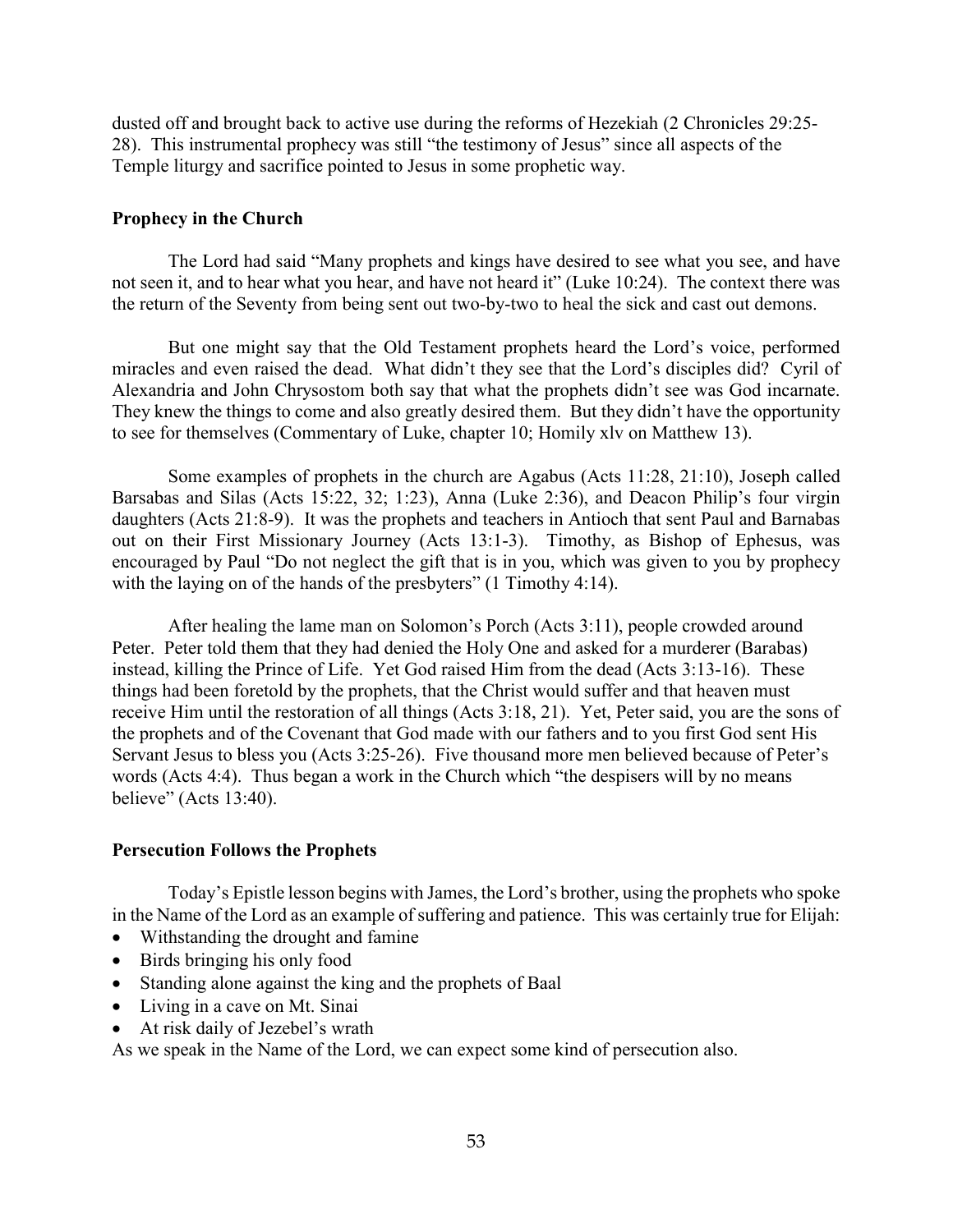dusted off and brought back to active use during the reforms of Hezekiah (2 Chronicles 29:25-28). This instrumental prophecy was still "the testimony of Jesus" since all aspects of the Temple liturgy and sacrifice pointed to Jesus in some prophetic way.

**Prophecy in the Church**

The Lord had said "Many prophets and kings have desired to see what you see, and have not seen it, and to hear what you hear, and have not heard it" (Luke 10:24). The context there was the return of the Seventy from being sent out two-by-two to heal the sick and cast out demons.

But one might say that the Old Testament prophets heard the Lord's voice, performed miracles and even raised the dead. What didn't they see that the Lord's disciples did? Cyril of Alexandria and John Chrysostom both say that what the prophets didn't see was God incarnate. They knew the things to come and also greatly desired them. But they didn't have the opportunity to see for themselves (Commentary of Luke, chapter 10; Homily xlv on Matthew 13).

Some examples of prophets in the church are Agabus (Acts 11:28, 21:10), Joseph called Barsabas and Silas (Acts 15:22, 32; 1:23), Anna (Luke 2:36), and Deacon Philip's four virgin daughters (Acts 21:8-9). It was the prophets and teachers in Antioch that sent Paul and Barnabas out on their First Missionary Journey (Acts 13:1-3). Timothy, as Bishop of Ephesus, was encouraged by Paul "Do not neglect the gift that is in you, which was given to you by prophecy with the laying on of the hands of the presbyters" (1 Timothy 4:14).

After healing the lame man on Solomon's Porch (Acts 3:11), people crowded around Peter. Peter told them that they had denied the Holy One and asked for a murderer (Barabas) instead, killing the Prince of Life. Yet God raised Him from the dead (Acts 3:13-16). These things had been foretold by the prophets, that the Christ would suffer and that heaven must receive Him until the restoration of all things (Acts 3:18, 21). Yet, Peter said, you are the sons of the prophets and of the Covenant that God made with our fathers and to you first God sent His Servant Jesus to bless you (Acts 3:25-26). Five thousand more men believed because of Peter's words (Acts 4:4). Thus began a work in the Church which "the despisers will by no means believe" (Acts 13:40).

**Persecution Follows the Prophets**

Today's Epistle lesson begins with James, the Lord's brother, using the prophets who spoke in the Name of the Lord as an example of suffering and patience. This was certainly true for Elijah:

- Withstanding the drought and famine
- Birds bringing his only food
- Standing alone against the king and the prophets of Baal
- Living in a cave on Mt. Sinai
- At risk daily of Jezebel's wrath

As we speak in the Name of the Lord, we can expect some kind of persecution also.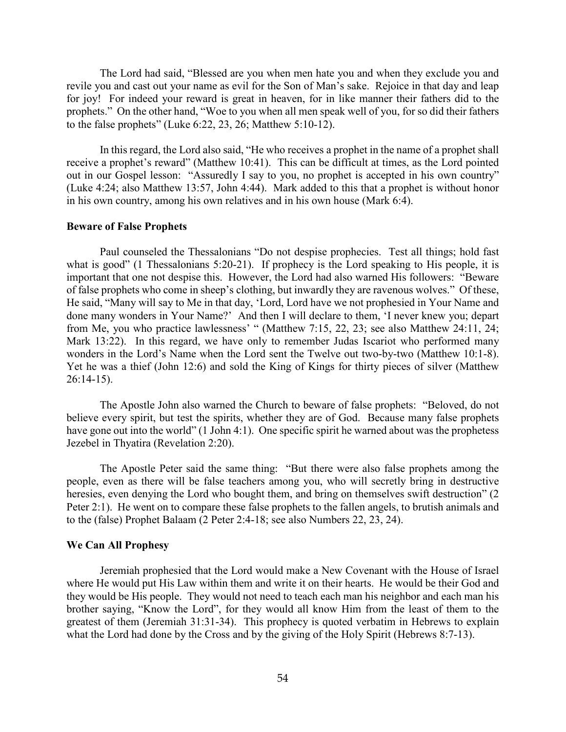The Lord had said, “Blessed are you when men hate you and when they exclude you and revile you and cast out your name as evil for the Son of Man’s sake. Rejoice in that day and leap for joy! For indeed your reward is great in heaven, for in like manner their fathers did to the prophets.” On the other hand, “Woe to you when all men speak well of you, for so did their fathers to the false prophets” (Luke 6:22, 23, 26; Matthew 5:10-12).

In this regard, the Lord also said, “He who receives a prophet in the name of a prophet shall receive a prophet’s reward” (Matthew 10:41). This can be difficult at times, as the Lord pointed out in our Gospel lesson: “Assuredly I say to you, no prophet is accepted in his own country” (Luke 4:24; also Matthew 13:57, John 4:44). Mark added to this that a prophet is without honor in his own country, among his own relatives and in his own house (Mark 6:4).

**Beware of False Prophets**

Paul counseled the Thessalonians “Do not despise prophecies. Test all things; hold fast what is good” (1 Thessalonians 5:20-21). If prophecy is the Lord speaking to His people, it is important that one not despise this. However, the Lord had also warned His followers: “Beware of false prophets who come in sheep’s clothing, but inwardly they are ravenous wolves.” Of these, He said, “Many will say to Me in that day, ‘Lord, Lord have we not prophesied in Your Name and done many wonders in Your Name?’ And then I will declare to them, ‘I never knew you; depart from Me, you who practice lawlessness’ “ (Matthew 7:15, 22, 23; see also Matthew 24:11, 24; Mark 13:22). In this regard, we have only to remember Judas Iscariot who performed many wonders in the Lord’s Name when the Lord sent the Twelve out two-by-two (Matthew 10:1-8). Yet he was a thief (John 12:6) and sold the King of Kings for thirty pieces of silver (Matthew 26:14-15).

The Apostle John also warned the Church to beware of false prophets: “Beloved, do not believe every spirit, but test the spirits, whether they are of God. Because many false prophets have gone out into the world” (1 John 4:1). One specific spirit he warned about was the prophetess Jezebel in Thyatira (Revelation 2:20).

The Apostle Peter said the same thing: “But there were also false prophets among the people, even as there will be false teachers among you, who will secretly bring in destructive heresies, even denying the Lord who bought them, and bring on themselves swift destruction” (2 Peter 2:1). He went on to compare these false prophets to the fallen angels, to brutish animals and to the (false) Prophet Balaam (2 Peter 2:4-18; see also Numbers 22, 23, 24).

**We Can All Prophesy**

Jeremiah prophesied that the Lord would make a New Covenant with the House of Israel where He would put His Law within them and write it on their hearts. He would be their God and they would be His people. They would not need to teach each man his neighbor and each man his brother saying, “Know the Lord”, for they would all know Him from the least of them to the greatest of them (Jeremiah 31:31-34). This prophecy is quoted verbatim in Hebrews to explain what the Lord had done by the Cross and by the giving of the Holy Spirit (Hebrews 8:7-13).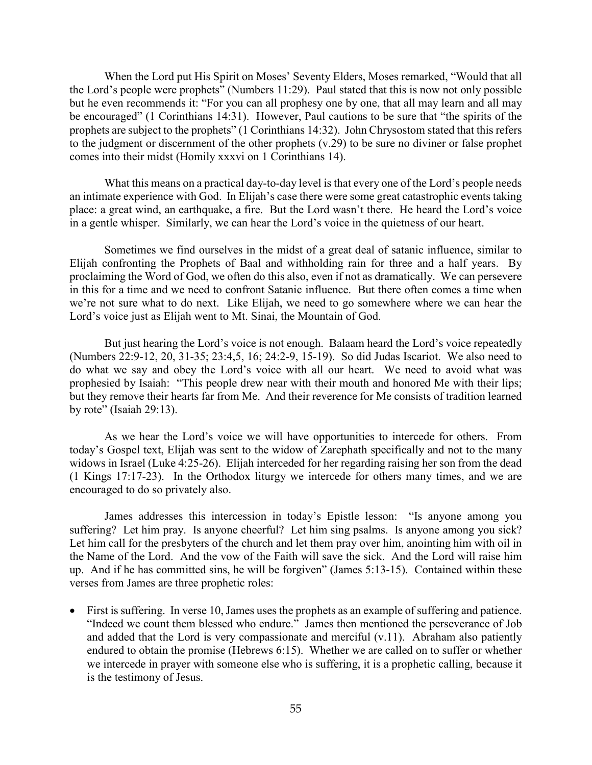When the Lord put His Spirit on Moses' Seventy Elders, Moses remarked, "Would that all the Lord's people were prophets" (Numbers 11:29). Paul stated that this is now not only possible but he even recommends it: "For you can all prophesy one by one, that all may learn and all may be encouraged" (1 Corinthians 14:31). However, Paul cautions to be sure that "the spirits of the prophets are subject to the prophets" (1 Corinthians 14:32). John Chrysostom stated that this refers to the judgment or discernment of the other prophets (v.29) to be sure no diviner or false prophet comes into their midst (Homily xxxvi on 1 Corinthians 14).

What this means on a practical day-to-day level is that every one of the Lord's people needs an intimate experience with God. In Elijah's case there were some great catastrophic events taking place: a great wind, an earthquake, a fire. But the Lord wasn't there. He heard the Lord's voice in a gentle whisper. Similarly, we can hear the Lord's voice in the quietness of our heart.

Sometimes we find ourselves in the midst of a great deal of satanic influence, similar to Elijah confronting the Prophets of Baal and withholding rain for three and a half years. By proclaiming the Word of God, we often do this also, even if not as dramatically. We can persevere in this for a time and we need to confront Satanic influence. But there often comes a time when we're not sure what to do next. Like Elijah, we need to go somewhere where we can hear the Lord's voice just as Elijah went to Mt. Sinai, the Mountain of God.

But just hearing the Lord's voice is not enough. Balaam heard the Lord's voice repeatedly (Numbers 22:9-12, 20, 31-35; 23:4,5, 16; 24:2-9, 15-19). So did Judas Iscariot. We also need to do what we say and obey the Lord's voice with all our heart. We need to avoid what was prophesied by Isaiah: "This people drew near with their mouth and honored Me with their lips; but they remove their hearts far from Me. And their reverence for Me consists of tradition learned by rote" (Isaiah 29:13).

As we hear the Lord's voice we will have opportunities to intercede for others. From today's Gospel text, Elijah was sent to the widow of Zarephath specifically and not to the many widows in Israel (Luke 4:25-26). Elijah interceded for her regarding raising her son from the dead (1 Kings 17:17-23). In the Orthodox liturgy we intercede for others many times, and we are encouraged to do so privately also.

James addresses this intercession in today's Epistle lesson: "Is anyone among you suffering? Let him pray. Is anyone cheerful? Let him sing psalms. Is anyone among you sick? Let him call for the presbyters of the church and let them pray over him, anointing him with oil in the Name of the Lord. And the vow of the Faith will save the sick. And the Lord will raise him up. And if he has committed sins, he will be forgiven" (James 5:13-15). Contained within these verses from James are three prophetic roles:

- First is suffering. In verse 10, James uses the prophets as an example of suffering and patience. "Indeed we count them blessed who endure." James then mentioned the perseverance of Job and added that the Lord is very compassionate and merciful (v.11). Abraham also patiently endured to obtain the promise (Hebrews 6:15). Whether we are called on to suffer or whether we intercede in prayer with someone else who is suffering, it is a prophetic calling, because it is the testimony of Jesus.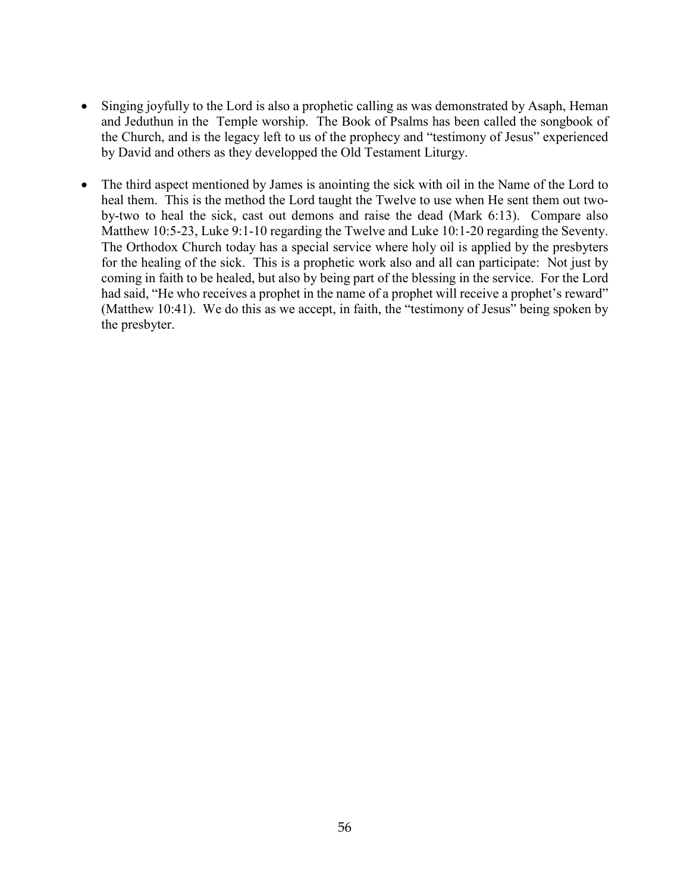- Singing joyfully to the Lord is also a prophetic calling as was demonstrated by Asaph, Heman and Jeduthun in the Temple worship. The Book of Psalms has been called the songbook of the Church, and is the legacy left to us of the prophecy and "testimony of Jesus" experienced by David and others as they developped the Old Testament Liturgy.

- The third aspect mentioned by James is anointing the sick with oil in the Name of the Lord to heal them. This is the method the Lord taught the Twelve to use when He sent them out two-by-two to heal the sick, cast out demons and raise the dead (Mark 6:13). Compare also Matthew 10:5-23, Luke 9:1-10 regarding the Twelve and Luke 10:1-20 regarding the Seventy. The Orthodox Church today has a special service where holy oil is applied by the presbyters for the healing of the sick. This is a prophetic work also and all can participate: Not just by coming in faith to be healed, but also by being part of the blessing in the service. For the Lord had said, "He who receives a prophet in the name of a prophet will receive a prophet's reward" (Matthew 10:41). We do this as we accept, in faith, the "testimony of Jesus" being spoken by the presbyter.